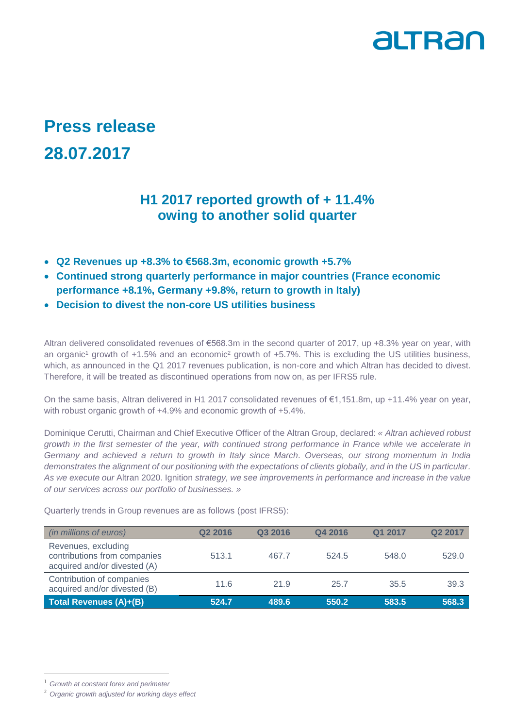# Press release

# 28.07.2017

## H1 2017 reported growth of + 11.4% owing to another solid quarter

- **Q2 Revenues up +8.3% to €568.3m, economic growth +5.7%**
- **Continued strong quarterly performance in major countries (France economic performance +8.1%, Germany +9.8%, return to growth in Italy)**
- **Decision to divest the non-core US utilities business**

Altran delivered consolidated revenues of €568.3m in the second quarter of 2017, up +8.3% year on year, with an organic[1] growth of +1.5% and an economic[2] growth of +5.7%. This is excluding the US utilities business, which, as announced in the Q1 2017 revenues publication, is non-core and which Altran has decided to divest. Therefore, it will be treated as discontinued operations from now on, as per IFRS5 rule.

On the same basis, Altran delivered in H1 2017 consolidated revenues of €1,151.8m, up +11.4% year on year, with robust organic growth of +4.9% and economic growth of +5.4%.

Dominique Cerutti, Chairman and Chief Executive Officer of the Altran Group, declared: *« Altran achieved robust growth in the first semester of the year, with continued strong performance in France while we accelerate in Germany and achieved a return to growth in Italy since March. Overseas, our strong momentum in India demonstrates the alignment of our positioning with the expectations of clients globally, and in the US in particular. As we execute our* Altran 2020. Ignition *strategy, we see improvements in performance and increase in the value of our services across our portfolio of businesses. »*

Quarterly trends in Group revenues are as follows (post IFRS5):

| *(in millions of euros)* | Q2 2016 | Q3 2016 | Q4 2016 | Q1 2017 | Q2 2017 |
|---|---|---|---|---|---|
| Revenues, excluding contributions from companies acquired and/or divested (A) | 513.1 | 467.7 | 524.5 | 548.0 | 529.0 |
| Contribution of companies acquired and/or divested (B) | 11.6 | 21.9 | 25.7 | 35.5 | 39.3 |
| **Total Revenues (A)+(B)** | **524.7** | **489.6** | **550.2** | **583.5** | **568.3** |

[1] *Growth at constant forex and perimeter*

[2] *Organic growth adjusted for working days effect*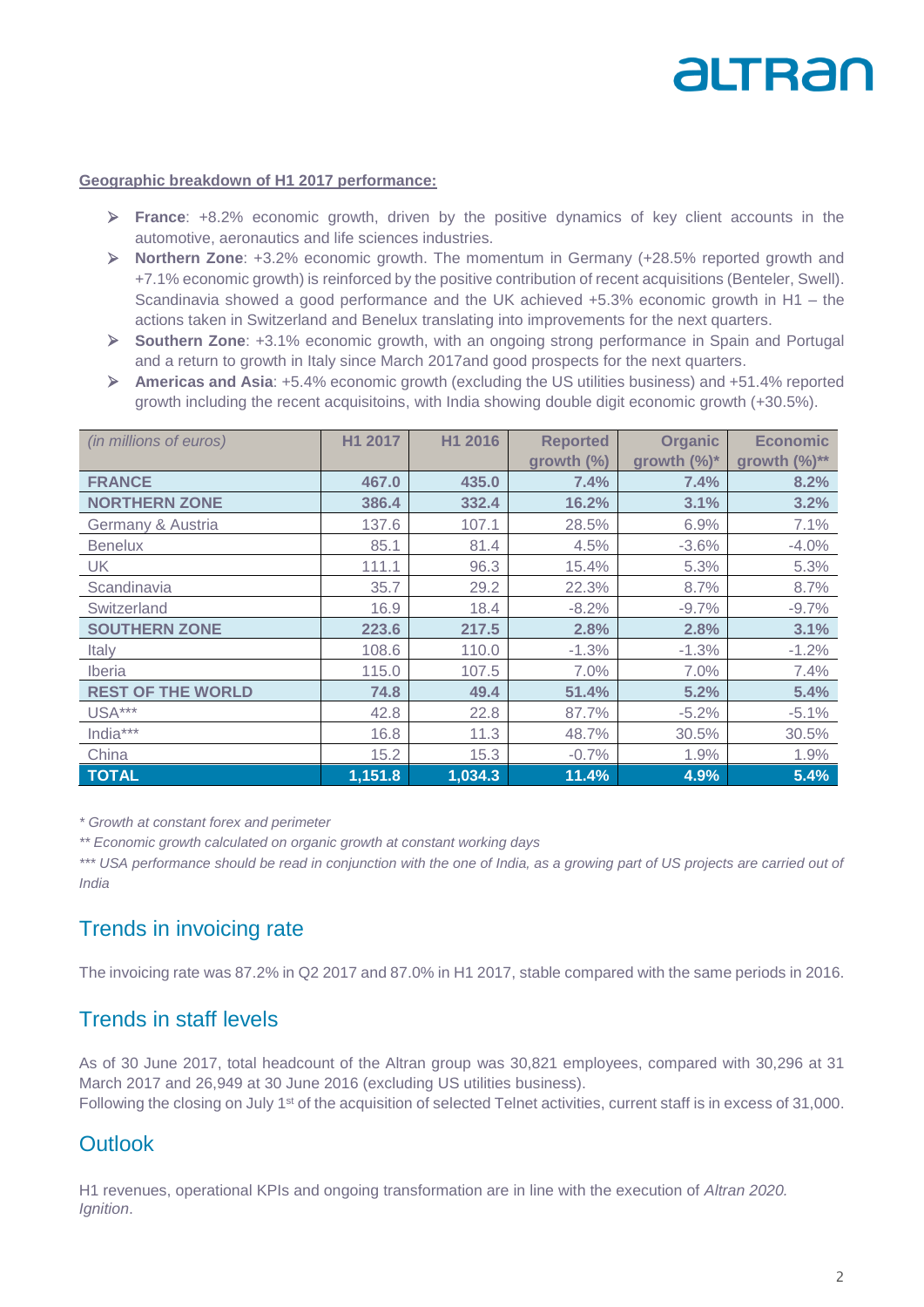**Geographic breakdown of H1 2017 performance:**

- **France**: +8.2% economic growth, driven by the positive dynamics of key client accounts in the automotive, aeronautics and life sciences industries.
- **Northern Zone**: +3.2% economic growth. The momentum in Germany (+28.5% reported growth and +7.1% economic growth) is reinforced by the positive contribution of recent acquisitions (Benteler, Swell). Scandinavia showed a good performance and the UK achieved +5.3% economic growth in H1 – the actions taken in Switzerland and Benelux translating into improvements for the next quarters.
- **Southern Zone**: +3.1% economic growth, with an ongoing strong performance in Spain and Portugal and a return to growth in Italy since March 2017and good prospects for the next quarters.
- **Americas and Asia**: +5.4% economic growth (excluding the US utilities business) and +51.4% reported growth including the recent acquisitoins, with India showing double digit economic growth (+30.5%).

| *(in millions of euros)* | H1 2017 | H1 2016 | Reported growth (%) | Organic growth (%)* | Economic growth (%)** |
|---|---|---|---|---|---|
| **FRANCE** | **467.0** | **435.0** | **7.4%** | **7.4%** | **8.2%** |
| **NORTHERN ZONE** | **386.4** | **332.4** | **16.2%** | **3.1%** | **3.2%** |
| Germany & Austria | 137.6 | 107.1 | 28.5% | 6.9% | 7.1% |
| Benelux | 85.1 | 81.4 | 4.5% | -3.6% | -4.0% |
| UK | 111.1 | 96.3 | 15.4% | 5.3% | 5.3% |
| Scandinavia | 35.7 | 29.2 | 22.3% | 8.7% | 8.7% |
| Switzerland | 16.9 | 18.4 | -8.2% | -9.7% | -9.7% |
| **SOUTHERN ZONE** | **223.6** | **217.5** | **2.8%** | **2.8%** | **3.1%** |
| Italy | 108.6 | 110.0 | -1.3% | -1.3% | -1.2% |
| Iberia | 115.0 | 107.5 | 7.0% | 7.0% | 7.4% |
| **REST OF THE WORLD** | **74.8** | **49.4** | **51.4%** | **5.2%** | **5.4%** |
| USA*** | 42.8 | 22.8 | 87.7% | -5.2% | -5.1% |
| India*** | 16.8 | 11.3 | 48.7% | 30.5% | 30.5% |
| China | 15.2 | 15.3 | -0.7% | 1.9% | 1.9% |
| **TOTAL** | **1,151.8** | **1,034.3** | **11.4%** | **4.9%** | **5.4%** |

*\* Growth at constant forex and perimeter*

*\*\* Economic growth calculated on organic growth at constant working days*

*\*\*\* USA performance should be read in conjunction with the one of India, as a growing part of US projects are carried out of India*

## Trends in invoicing rate

The invoicing rate was 87.2% in Q2 2017 and 87.0% in H1 2017, stable compared with the same periods in 2016.

## Trends in staff levels

As of 30 June 2017, total headcount of the Altran group was 30,821 employees, compared with 30,296 at 31 March 2017 and 26,949 at 30 June 2016 (excluding US utilities business).
Following the closing on July 1st of the acquisition of selected Telnet activities, current staff is in excess of 31,000.

## Outlook

H1 revenues, operational KPIs and ongoing transformation are in line with the execution of *Altran 2020. Ignition*.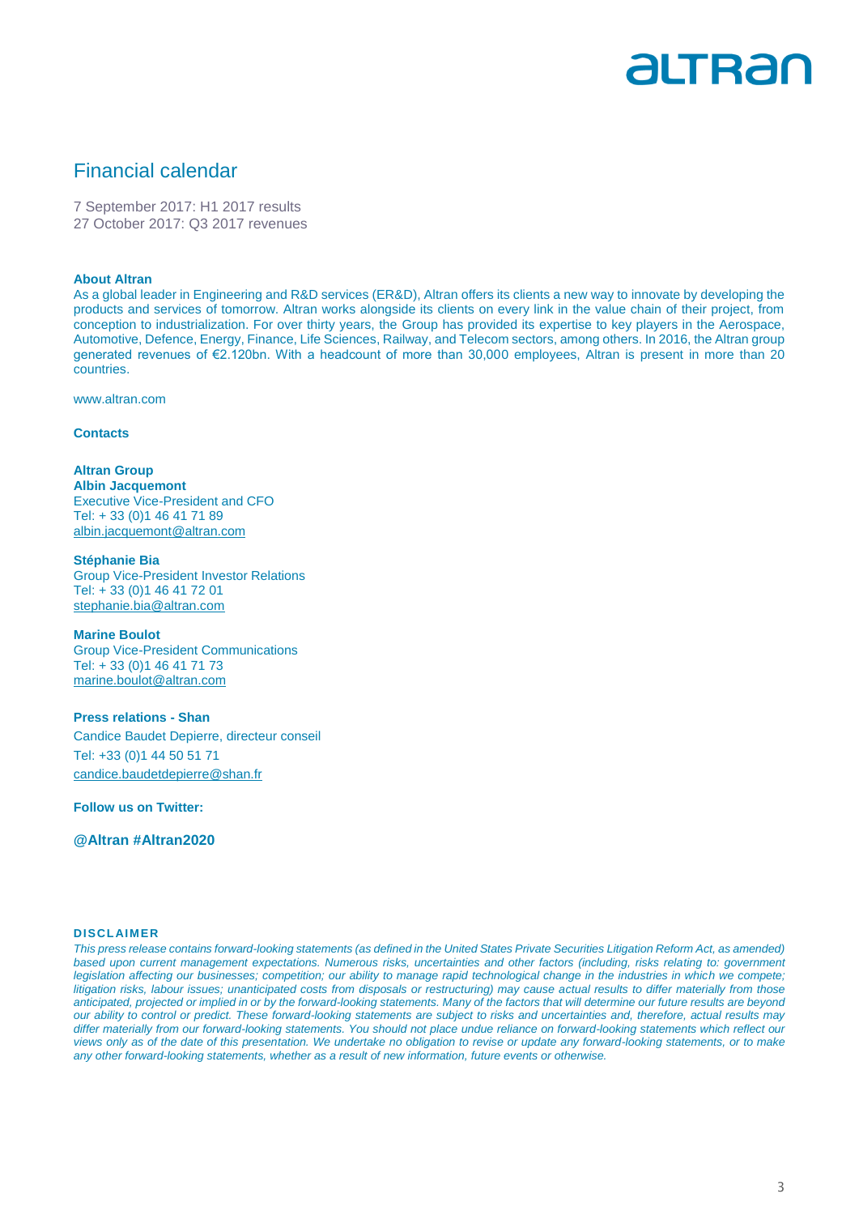## Financial calendar

7 September 2017: H1 2017 results
27 October 2017: Q3 2017 revenues

**About Altran**

As a global leader in Engineering and R&D services (ER&D), Altran offers its clients a new way to innovate by developing the products and services of tomorrow. Altran works alongside its clients on every link in the value chain of their project, from conception to industrialization. For over thirty years, the Group has provided its expertise to key players in the Aerospace, Automotive, Defence, Energy, Finance, Life Sciences, Railway, and Telecom sectors, among others. In 2016, the Altran group generated revenues of €2.120bn. With a headcount of more than 30,000 employees, Altran is present in more than 20 countries.

www.altran.com

**Contacts**

**Altran Group**
**Albin Jacquemont**
Executive Vice-President and CFO
Tel: + 33 (0)1 46 41 71 89
albin.jacquemont@altran.com

**Stéphanie Bia**
Group Vice-President Investor Relations
Tel: + 33 (0)1 46 41 72 01
stephanie.bia@altran.com

**Marine Boulot**
Group Vice-President Communications
Tel: + 33 (0)1 46 41 71 73
marine.boulot@altran.com

**Press relations - Shan**
Candice Baudet Depierre, directeur conseil
Tel: +33 (0)1 44 50 51 71
candice.baudetdepierre@shan.fr

**Follow us on Twitter:**

**@Altran #Altran2020**

**DISCLAIMER**

*This press release contains forward-looking statements (as defined in the United States Private Securities Litigation Reform Act, as amended) based upon current management expectations. Numerous risks, uncertainties and other factors (including, risks relating to: government legislation affecting our businesses; competition; our ability to manage rapid technological change in the industries in which we compete; litigation risks, labour issues; unanticipated costs from disposals or restructuring) may cause actual results to differ materially from those anticipated, projected or implied in or by the forward-looking statements. Many of the factors that will determine our future results are beyond our ability to control or predict. These forward-looking statements are subject to risks and uncertainties and, therefore, actual results may differ materially from our forward-looking statements. You should not place undue reliance on forward-looking statements which reflect our views only as of the date of this presentation. We undertake no obligation to revise or update any forward-looking statements, or to make any other forward-looking statements, whether as a result of new information, future events or otherwise.*